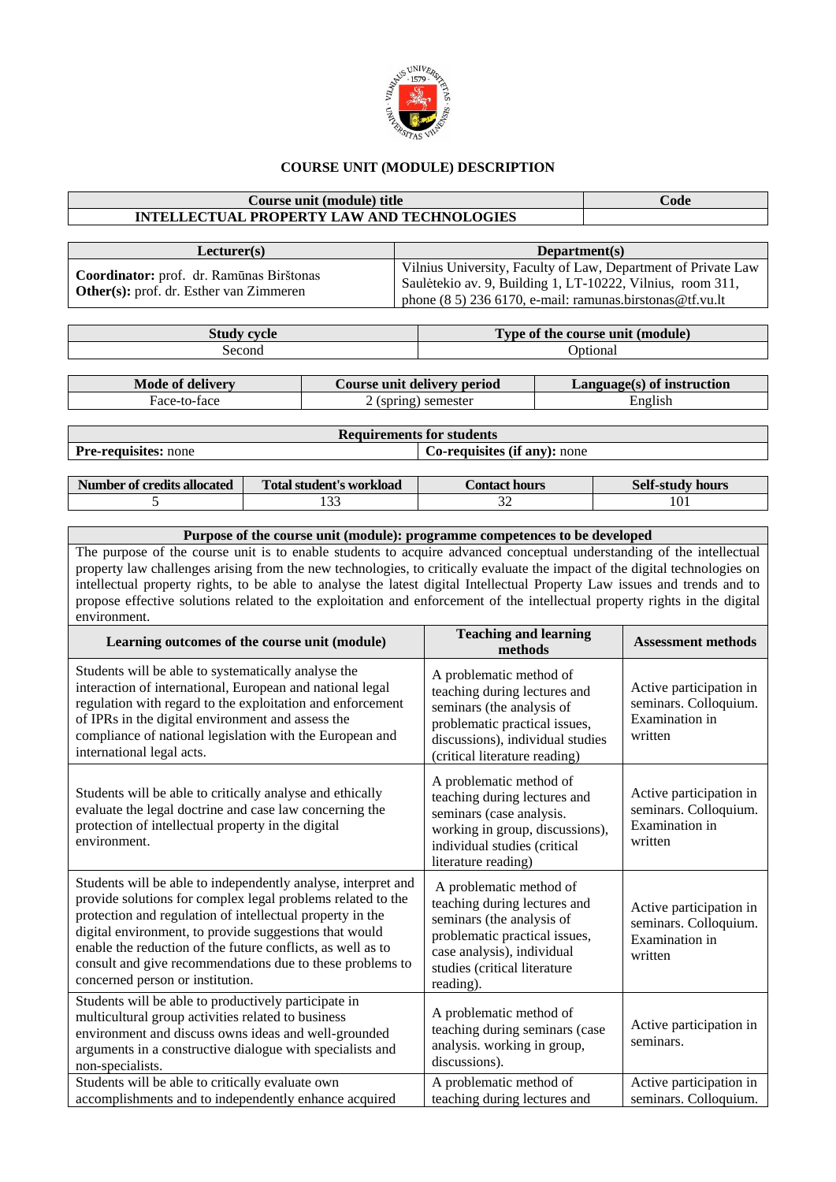## COURSE UNIT (MODULE) DESCRIPTION

| Course unit (module) title | Code |
|---|---|
| INTELLECTUAL PROPERTY LAW AND TECHNOLOGIES | |

| Lecturer(s) | Department(s) |
|---|---|
| **Coordinator:** prof. dr. Ramūnas Birštonas<br>**Other(s):** prof. dr. Esther van Zimmeren | Vilnius University, Faculty of Law, Department of Private Law Saulėtekio av. 9, Building 1, LT-10222, Vilnius, room 311, phone (8 5) 236 6170, e-mail: ramunas.birstonas@tf.vu.lt |

| Study cycle | Type of the course unit (module) |
|---|---|
| Second | Optional |

| Mode of delivery | Course unit delivery period | Language(s) of instruction |
|---|---|---|
| Face-to-face | 2 (spring) semester | English |

| Requirements for students | |
|---|---|
| **Pre-requisites:** none | **Co-requisites (if any):** none |

| Number of credits allocated | Total student's workload | Contact hours | Self-study hours |
|---|---|---|---|
| 5 | 133 | 32 | 101 |

| Purpose of the course unit (module): programme competences to be developed | | |
|---|---|---|
| The purpose of the course unit is to enable students to acquire advanced conceptual understanding of the intellectual property law challenges arising from the new technologies, to critically evaluate the impact of the digital technologies on intellectual property rights, to be able to analyse the latest digital Intellectual Property Law issues and trends and to propose effective solutions related to the exploitation and enforcement of the intellectual property rights in the digital environment. | | |
| **Learning outcomes of the course unit (module)** | **Teaching and learning methods** | **Assessment methods** |
| Students will be able to systematically analyse the interaction of international, European and national legal regulation with regard to the exploitation and enforcement of IPRs in the digital environment and assess the compliance of national legislation with the European and international legal acts. | A problematic method of teaching during lectures and seminars (the analysis of problematic practical issues, discussions), individual studies (critical literature reading) | Active participation in seminars. Colloquium. Examination in written |
| Students will be able to critically analyse and ethically evaluate the legal doctrine and case law concerning the protection of intellectual property in the digital environment. | A problematic method of teaching during lectures and seminars (case analysis. working in group, discussions), individual studies (critical literature reading) | Active participation in seminars. Colloquium. Examination in written |
| Students will be able to independently analyse, interpret and provide solutions for complex legal problems related to the protection and regulation of intellectual property in the digital environment, to provide suggestions that would enable the reduction of the future conflicts, as well as to consult and give recommendations due to these problems to concerned person or institution. | A problematic method of teaching during lectures and seminars (the analysis of problematic practical issues, case analysis), individual studies (critical literature reading). | Active participation in seminars. Colloquium. Examination in written |
| Students will be able to productively participate in multicultural group activities related to business environment and discuss owns ideas and well-grounded arguments in a constructive dialogue with specialists and non-specialists. | A problematic method of teaching during seminars (case analysis. working in group, discussions). | Active participation in seminars. |
| Students will be able to critically evaluate own accomplishments and to independently enhance acquired | A problematic method of teaching during lectures and | Active participation in seminars. Colloquium. |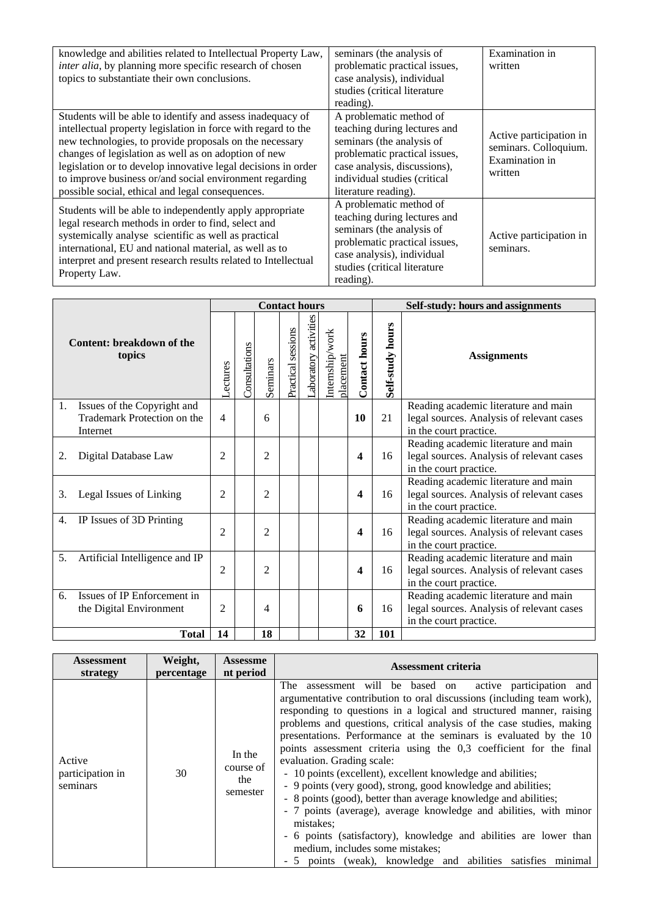| | | |
|---|---|---|
| knowledge and abilities related to Intellectual Property Law, *inter alia*, by planning more specific research of chosen topics to substantiate their own conclusions. | seminars (the analysis of problematic practical issues, case analysis), individual studies (critical literature reading). | Examination in written |
| Students will be able to identify and assess inadequacy of intellectual property legislation in force with regard to the new technologies, to provide proposals on the necessary changes of legislation as well as on adoption of new legislation or to develop innovative legal decisions in order to improve business or/and social environment regarding possible social, ethical and legal consequences. | A problematic method of teaching during lectures and seminars (the analysis of problematic practical issues, case analysis, discussions), individual studies (critical literature reading). | Active participation in seminars. Colloquium. Examination in written |
| Students will be able to independently apply appropriate legal research methods in order to find, select and systemically analyse scientific as well as practical international, EU and national material, as well as to interpret and present research results related to Intellectual Property Law. | A problematic method of teaching during lectures and seminars (the analysis of problematic practical issues, case analysis), individual studies (critical literature reading). | Active participation in seminars. |

| Content: breakdown of the topics | Contact hours | | | | | | | Self-study: hours and assignments | |
|---|---|---|---|---|---|---|---|---|---|
| | Lectures | Consultations | Seminars | Practical sessions | Laboratory activities | Internship/work placement | Contact hours | Self-study hours | Assignments |
| 1. Issues of the Copyright and Trademark Protection on the Internet | 4 | | 6 | | | | **10** | 21 | Reading academic literature and main legal sources. Analysis of relevant cases in the court practice. |
| 2. Digital Database Law | 2 | | 2 | | | | **4** | 16 | Reading academic literature and main legal sources. Analysis of relevant cases in the court practice. |
| 3. Legal Issues of Linking | 2 | | 2 | | | | **4** | 16 | Reading academic literature and main legal sources. Analysis of relevant cases in the court practice. |
| 4. IP Issues of 3D Printing | 2 | | 2 | | | | **4** | 16 | Reading academic literature and main legal sources. Analysis of relevant cases in the court practice. |
| 5. Artificial Intelligence and IP | 2 | | 2 | | | | **4** | 16 | Reading academic literature and main legal sources. Analysis of relevant cases in the court practice. |
| 6. Issues of IP Enforcement in the Digital Environment | 2 | | 4 | | | | **6** | 16 | Reading academic literature and main legal sources. Analysis of relevant cases in the court practice. |
| **Total** | **14** | | **18** | | | | **32** | **101** | |

| Assessment strategy | Weight, percentage | Assessment period | Assessment criteria |
|---|---|---|---|
| Active participation in seminars | 30 | In the course of the semester | The assessment will be based on active participation and argumentative contribution to oral discussions (including team work), responding to questions in a logical and structured manner, raising problems and questions, critical analysis of the case studies, making presentations. Performance at the seminars is evaluated by the 10 points assessment criteria using the 0,3 coefficient for the final evaluation. Grading scale:<br>- 10 points (excellent), excellent knowledge and abilities;<br>- 9 points (very good), strong, good knowledge and abilities;<br>- 8 points (good), better than average knowledge and abilities;<br>- 7 points (average), average knowledge and abilities, with minor mistakes;<br>- 6 points (satisfactory), knowledge and abilities are lower than medium, includes some mistakes;<br>- 5 points (weak), knowledge and abilities satisfies minimal |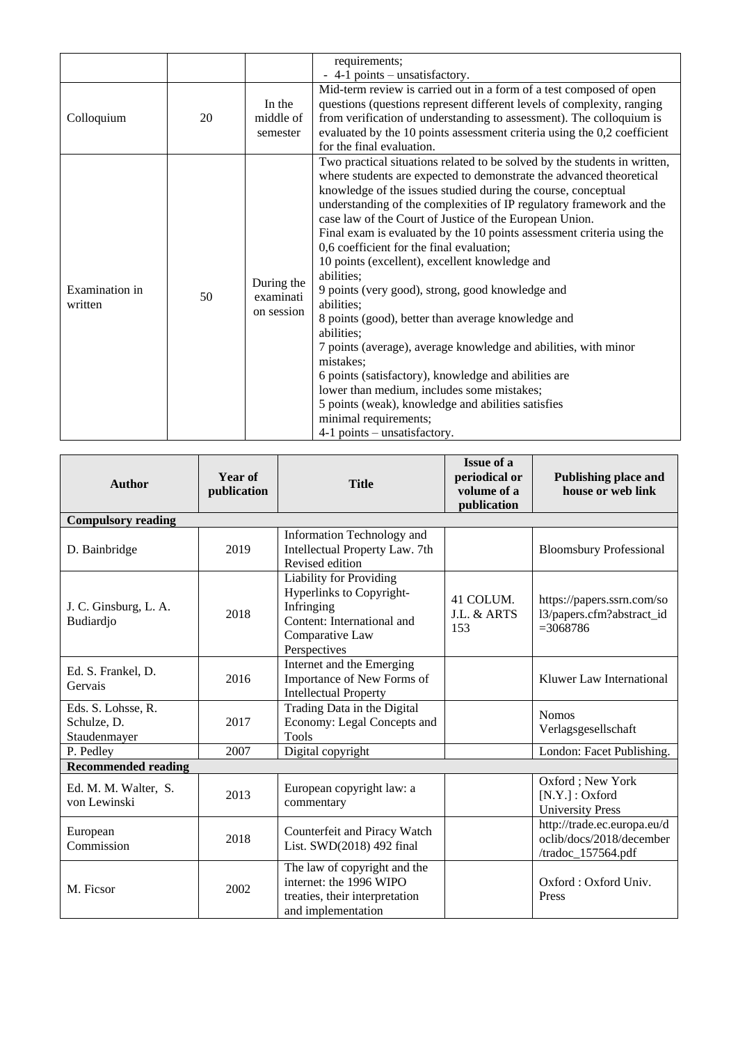| | | | |
|---|---|---|---|
| | | | requirements;<br>- 4-1 points – unsatisfactory. |
| Colloquium | 20 | In the middle of semester | Mid-term review is carried out in a form of a test composed of open questions (questions represent different levels of complexity, ranging from verification of understanding to assessment). The colloquium is evaluated by the 10 points assessment criteria using the 0,2 coefficient for the final evaluation. |
| Examination in written | 50 | During the examination session | Two practical situations related to be solved by the students in written, where students are expected to demonstrate the advanced theoretical knowledge of the issues studied during the course, conceptual understanding of the complexities of IP regulatory framework and the case law of the Court of Justice of the European Union.<br>Final exam is evaluated by the 10 points assessment criteria using the 0,6 coefficient for the final evaluation;<br>10 points (excellent), excellent knowledge and abilities;<br>9 points (very good), strong, good knowledge and abilities;<br>8 points (good), better than average knowledge and abilities;<br>7 points (average), average knowledge and abilities, with minor mistakes;<br>6 points (satisfactory), knowledge and abilities are lower than medium, includes some mistakes;<br>5 points (weak), knowledge and abilities satisfies minimal requirements;<br>4-1 points – unsatisfactory. |

| Author | Year of publication | Title | Issue of a periodical or volume of a publication | Publishing place and house or web link |
|---|---|---|---|---|
| **Compulsory reading** | | | | |
| D. Bainbridge | 2019 | Information Technology and Intellectual Property Law. 7th Revised edition | | Bloomsbury Professional |
| J. C. Ginsburg, L. A. Budiardjo | 2018 | Liability for Providing Hyperlinks to Copyright-Infringing Content: International and Comparative Law Perspectives | 41 COLUM. J.L. & ARTS 153 | https://papers.ssrn.com/sol3/papers.cfm?abstract_id=3068786 |
| Ed. S. Frankel, D. Gervais | 2016 | Internet and the Emerging Importance of New Forms of Intellectual Property | | Kluwer Law International |
| Eds. S. Lohsse, R. Schulze, D. Staudenmayer | 2017 | Trading Data in the Digital Economy: Legal Concepts and Tools | | Nomos Verlagsgesellschaft |
| P. Pedley | 2007 | Digital copyright | | London: Facet Publishing. |
| **Recommended reading** | | | | |
| Ed. M. M. Walter, S. von Lewinski | 2013 | European copyright law: a commentary | | Oxford ; New York [N.Y.] : Oxford University Press |
| European Commission | 2018 | Counterfeit and Piracy Watch List. SWD(2018) 492 final | | http://trade.ec.europa.eu/doclib/docs/2018/december/tradoc_157564.pdf |
| M. Ficsor | 2002 | The law of copyright and the internet: the 1996 WIPO treaties, their interpretation and implementation | | Oxford : Oxford Univ. Press |